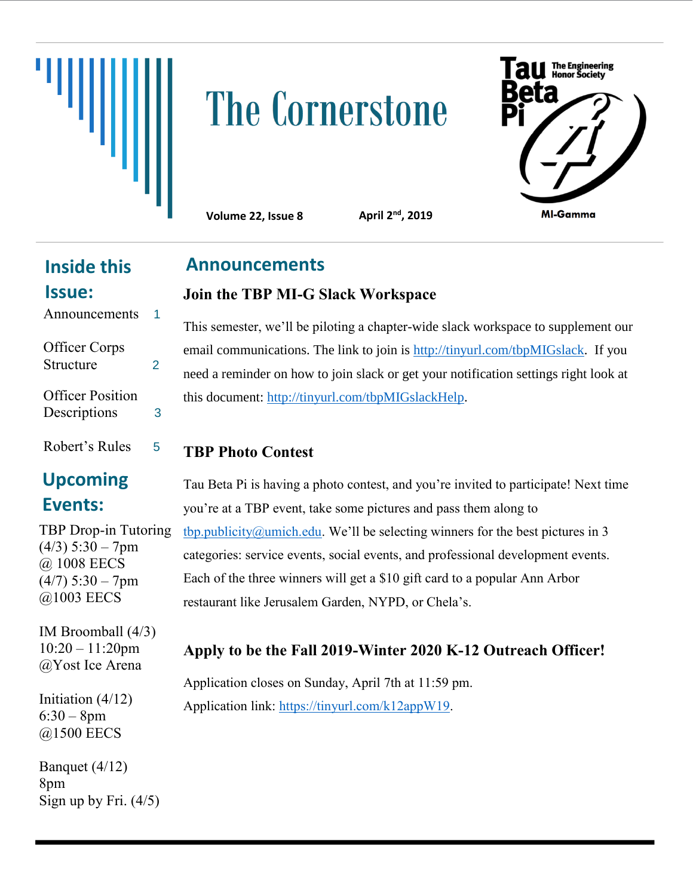# The Cornerstone

**Volume 22, Issue 8** **April 2nd, 2019**

Tau Beta Pi — The Engineering Honor Society

MI-Gamma

## Inside this Issue:

- Announcements 1
- Officer Corps Structure 2
- Officer Position Descriptions 3
- Robert's Rules 5

## Upcoming Events:

TBP Drop-in Tutoring
(4/3) 5:30 – 7pm
@ 1008 EECS
(4/7) 5:30 – 7pm
@1003 EECS

IM Broomball (4/3)
10:20 – 11:20pm
@Yost Ice Arena

Initiation (4/12)
6:30 – 8pm
@1500 EECS

Banquet (4/12)
8pm
Sign up by Fri. (4/5)

## Announcements

### Join the TBP MI-G Slack Workspace

This semester, we'll be piloting a chapter-wide slack workspace to supplement our email communications. The link to join is http://tinyurl.com/tbpMIGslack. If you need a reminder on how to join slack or get your notification settings right look at this document: http://tinyurl.com/tbpMIGslackHelp.

### TBP Photo Contest

Tau Beta Pi is having a photo contest, and you're invited to participate! Next time you're at a TBP event, take some pictures and pass them along to tbp.publicity@umich.edu. We'll be selecting winners for the best pictures in 3 categories: service events, social events, and professional development events. Each of the three winners will get a $10 gift card to a popular Ann Arbor restaurant like Jerusalem Garden, NYPD, or Chela's.

### Apply to be the Fall 2019-Winter 2020 K-12 Outreach Officer!

Application closes on Sunday, April 7th at 11:59 pm.
Application link: https://tinyurl.com/k12appW19.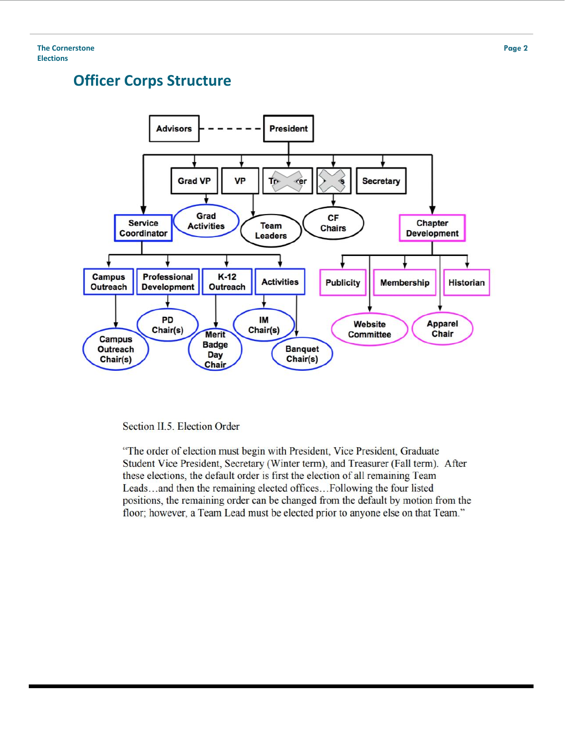## Officer Corps Structure

Advisors - - - - - - President

Grad VP | VP | Tr~~easu~~rer | ~~CF Chair~~s | Secretary

Service Coordinator | Grad Activities | Team Leaders | CF Chairs | Chapter Development

Campus Outreach | Professional Development | K-12 Outreach | Activities | Publicity | Membership | Historian

Campus Outreach Chair(s) | PD Chair(s) | Merit Badge Day Chair | IM Chair(s) | Banquet Chair(s) | Website Committee | Apparel Chair

Section II.5. Election Order

"The order of election must begin with President, Vice President, Graduate Student Vice President, Secretary (Winter term), and Treasurer (Fall term). After these elections, the default order is first the election of all remaining Team Leads…and then the remaining elected offices…Following the four listed positions, the remaining order can be changed from the default by motion from the floor; however, a Team Lead must be elected prior to anyone else on that Team."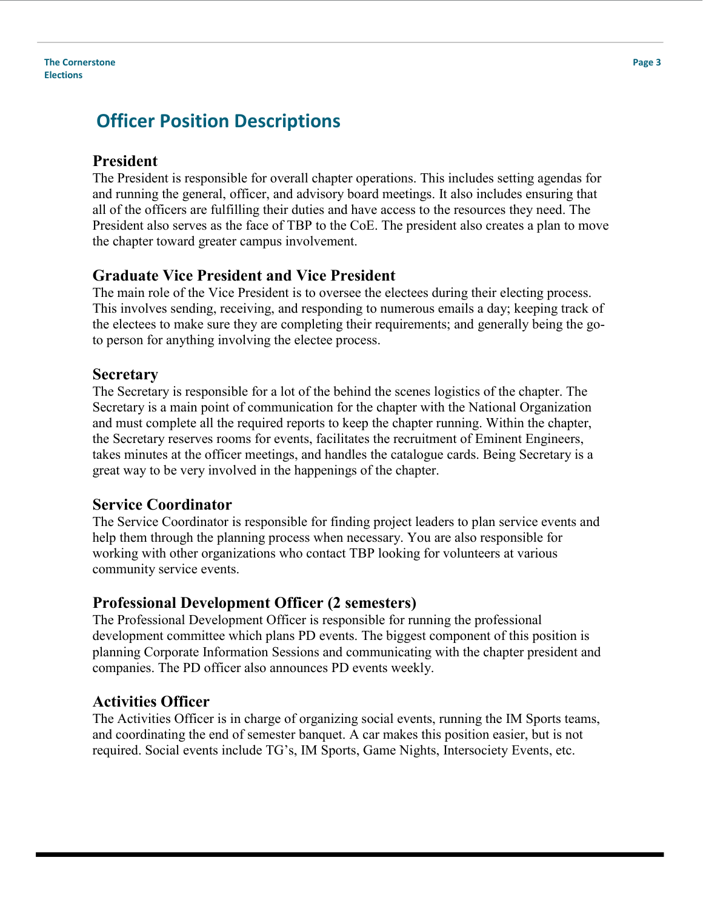# Officer Position Descriptions

## President

The President is responsible for overall chapter operations. This includes setting agendas for and running the general, officer, and advisory board meetings. It also includes ensuring that all of the officers are fulfilling their duties and have access to the resources they need. The President also serves as the face of TBP to the CoE. The president also creates a plan to move the chapter toward greater campus involvement.

## Graduate Vice President and Vice President

The main role of the Vice President is to oversee the electees during their electing process. This involves sending, receiving, and responding to numerous emails a day; keeping track of the electees to make sure they are completing their requirements; and generally being the go-to person for anything involving the electee process.

## Secretary

The Secretary is responsible for a lot of the behind the scenes logistics of the chapter. The Secretary is a main point of communication for the chapter with the National Organization and must complete all the required reports to keep the chapter running. Within the chapter, the Secretary reserves rooms for events, facilitates the recruitment of Eminent Engineers, takes minutes at the officer meetings, and handles the catalogue cards. Being Secretary is a great way to be very involved in the happenings of the chapter.

## Service Coordinator

The Service Coordinator is responsible for finding project leaders to plan service events and help them through the planning process when necessary. You are also responsible for working with other organizations who contact TBP looking for volunteers at various community service events.

## Professional Development Officer (2 semesters)

The Professional Development Officer is responsible for running the professional development committee which plans PD events. The biggest component of this position is planning Corporate Information Sessions and communicating with the chapter president and companies. The PD officer also announces PD events weekly.

## Activities Officer

The Activities Officer is in charge of organizing social events, running the IM Sports teams, and coordinating the end of semester banquet. A car makes this position easier, but is not required. Social events include TG's, IM Sports, Game Nights, Intersociety Events, etc.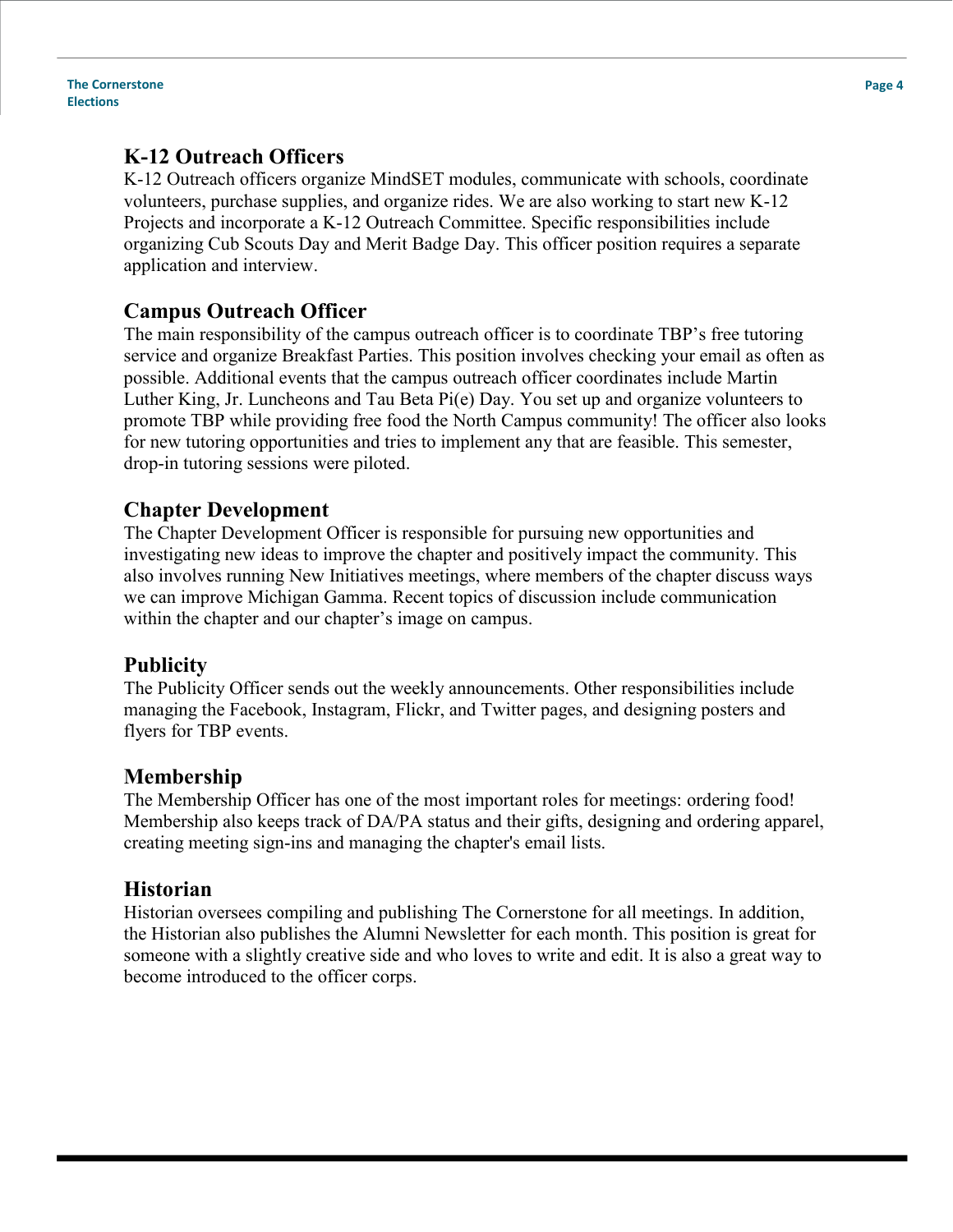## K-12 Outreach Officers

K-12 Outreach officers organize MindSET modules, communicate with schools, coordinate volunteers, purchase supplies, and organize rides. We are also working to start new K-12 Projects and incorporate a K-12 Outreach Committee. Specific responsibilities include organizing Cub Scouts Day and Merit Badge Day. This officer position requires a separate application and interview.

## Campus Outreach Officer

The main responsibility of the campus outreach officer is to coordinate TBP's free tutoring service and organize Breakfast Parties. This position involves checking your email as often as possible. Additional events that the campus outreach officer coordinates include Martin Luther King, Jr. Luncheons and Tau Beta Pi(e) Day. You set up and organize volunteers to promote TBP while providing free food the North Campus community! The officer also looks for new tutoring opportunities and tries to implement any that are feasible. This semester, drop-in tutoring sessions were piloted.

## Chapter Development

The Chapter Development Officer is responsible for pursuing new opportunities and investigating new ideas to improve the chapter and positively impact the community. This also involves running New Initiatives meetings, where members of the chapter discuss ways we can improve Michigan Gamma. Recent topics of discussion include communication within the chapter and our chapter's image on campus.

## Publicity

The Publicity Officer sends out the weekly announcements. Other responsibilities include managing the Facebook, Instagram, Flickr, and Twitter pages, and designing posters and flyers for TBP events.

## Membership

The Membership Officer has one of the most important roles for meetings: ordering food! Membership also keeps track of DA/PA status and their gifts, designing and ordering apparel, creating meeting sign-ins and managing the chapter's email lists.

## Historian

Historian oversees compiling and publishing The Cornerstone for all meetings. In addition, the Historian also publishes the Alumni Newsletter for each month. This position is great for someone with a slightly creative side and who loves to write and edit. It is also a great way to become introduced to the officer corps.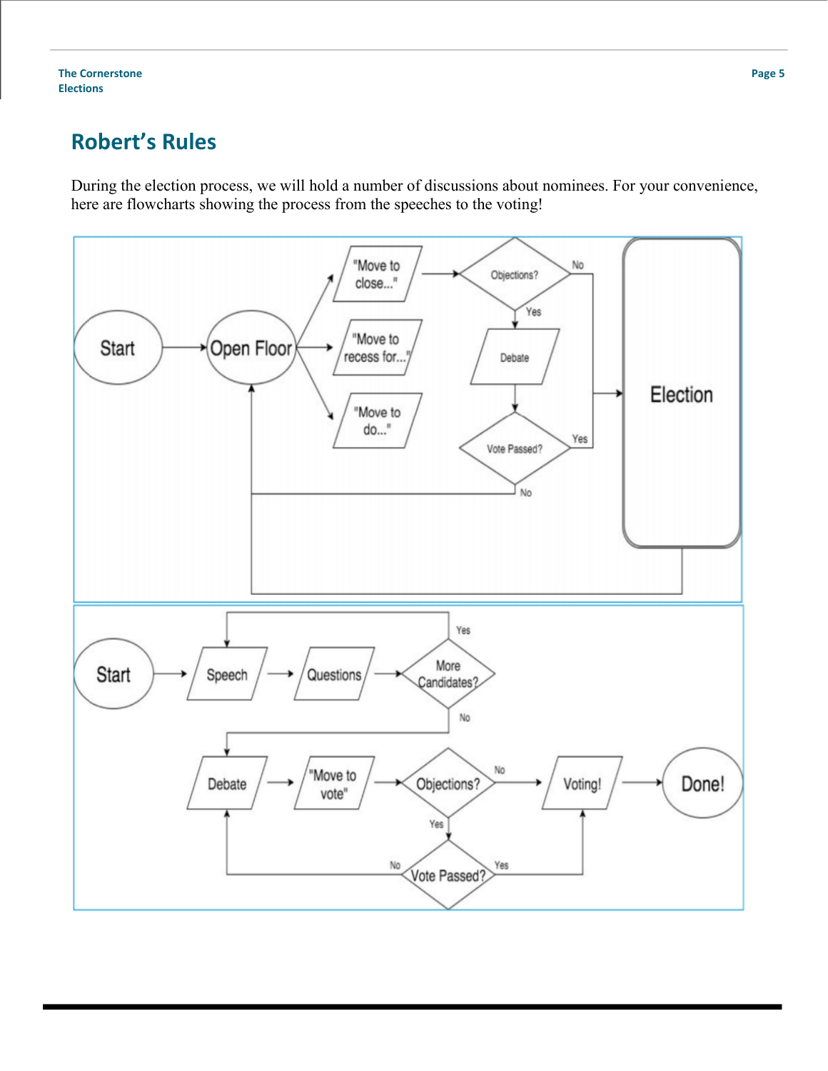## Robert's Rules

During the election process, we will hold a number of discussions about nominees. For your convenience, here are flowcharts showing the process from the speeches to the voting!

Start

Open Floor

"Move to close..."

"Move to recess for..."

"Move to do..."

Objections?

No

Yes

Debate

Vote Passed?

Yes

No

Election

Start

Speech

Questions

More Candidates?

Yes

No

Debate

"Move to vote"

Objections?

No

Yes

Voting!

Done!

Vote Passed?

No

Yes